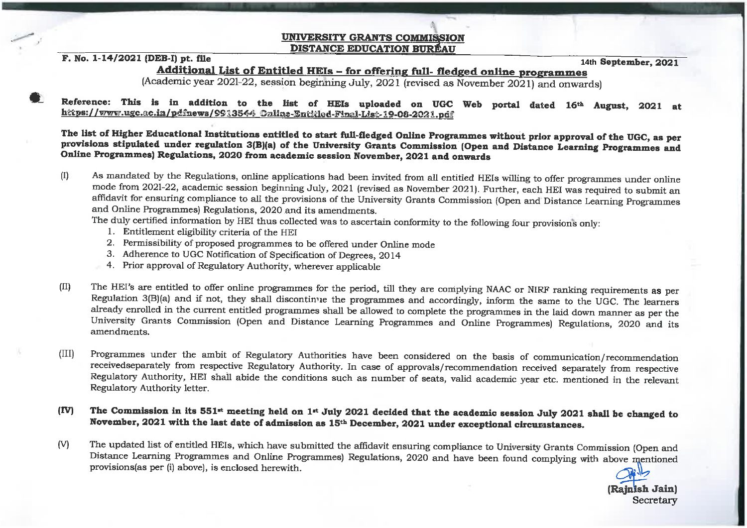**UNIVERSITY GRANTS COMMISSION**
**DISTANCE EDUCATION BUREAU**

**F. No. 1-14/2021 (DEB-I) pt. file** **14th September, 2021**

## Additional List of Entitled HEIs – for offering full- fledged online programmes

(Academic year 2021-22, session beginning July, 2021 (revised as November 2021) and onwards)

**Reference: This is in addition to the list of HEIs uploaded on UGC Web portal dated 16th August, 2021 at https://www.ugc.ac.in/pdfnews/9913544_Online-Entitled-Final-List-19-08-2021.pdf**

**The list of Higher Educational Institutions entitled to start full-fledged Online Programmes without prior approval of the UGC, as per provisions stipulated under regulation 3(B)(a) of the University Grants Commission (Open and Distance Learning Programmes and Online Programmes) Regulations, 2020 from academic session November, 2021 and onwards**

(I) As mandated by the Regulations, online applications had been invited from all entitled HEIs willing to offer programmes under online mode from 2021-22, academic session beginning July, 2021 (revised as November 2021). Further, each HEI was required to submit an affidavit for ensuring compliance to all the provisions of the University Grants Commission (Open and Distance Learning Programmes and Online Programmes) Regulations, 2020 and its amendments.
The duly certified information by HEI thus collected was to ascertain conformity to the following four provisions only:
1. Entitlement eligibility criteria of the HEI
2. Permissibility of proposed programmes to be offered under Online mode
3. Adherence to UGC Notification of Specification of Degrees, 2014
4. Prior approval of Regulatory Authority, wherever applicable

(II) The HEI's are entitled to offer online programmes for the period, till they are complying NAAC or NIRF ranking requirements as per Regulation 3(B)(a) and if not, they shall discontinue the programmes and accordingly, inform the same to the UGC. The learners already enrolled in the current entitled programmes shall be allowed to complete the programmes in the laid down manner as per the University Grants Commission (Open and Distance Learning Programmes and Online Programmes) Regulations, 2020 and its amendments.

(III) Programmes under the ambit of Regulatory Authorities have been considered on the basis of communication/recommendation receivedseparately from respective Regulatory Authority. In case of approvals/recommendation received separately from respective Regulatory Authority, HEI shall abide the conditions such as number of seats, valid academic year etc. mentioned in the relevant Regulatory Authority letter.

**(IV) The Commission in its 551st meeting held on 1st July 2021 decided that the academic session July 2021 shall be changed to November, 2021 with the last date of admission as 15th December, 2021 under exceptional circumstances.**

(V) The updated list of entitled HEIs, which have submitted the affidavit ensuring compliance to University Grants Commission (Open and Distance Learning Programmes and Online Programmes) Regulations, 2020 and have been found complying with above mentioned provisions(as per (i) above), is enclosed herewith.

**(Rajnish Jain)**
Secretary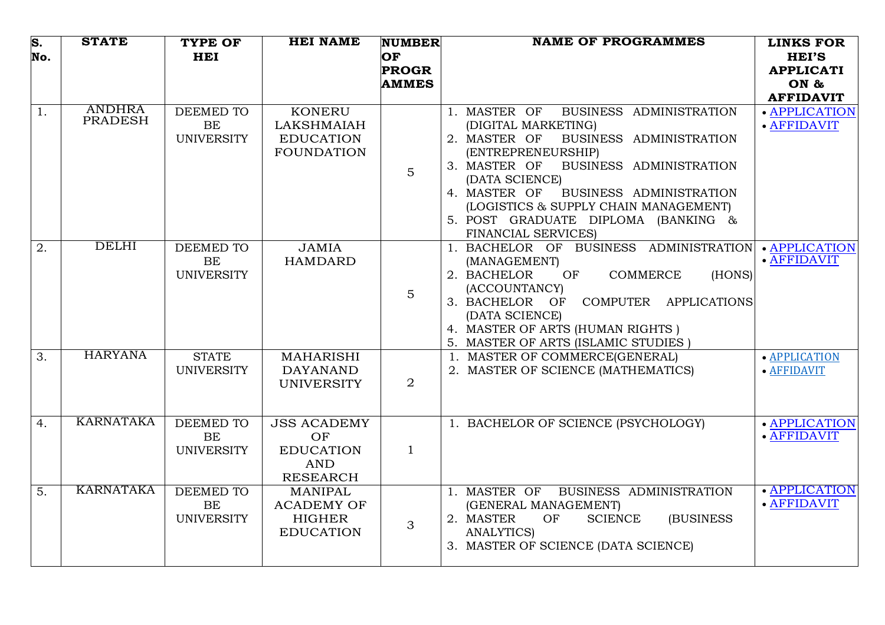| S. No. | STATE | TYPE OF HEI | HEI NAME | NUMBER OF PROGRAMMES | NAME OF PROGRAMMES | LINKS FOR HEI'S APPLICATION & AFFIDAVIT |
|---|---|---|---|---|---|---|
| 1. | ANDHRA PRADESH | DEEMED TO BE UNIVERSITY | KONERU LAKSHMAIAH EDUCATION FOUNDATION | 5 | 1. MASTER OF BUSINESS ADMINISTRATION (DIGITAL MARKETING)<br>2. MASTER OF BUSINESS ADMINISTRATION (ENTREPRENEURSHIP)<br>3. MASTER OF BUSINESS ADMINISTRATION (DATA SCIENCE)<br>4. MASTER OF BUSINESS ADMINISTRATION (LOGISTICS & SUPPLY CHAIN MANAGEMENT)<br>5. POST GRADUATE DIPLOMA (BANKING & FINANCIAL SERVICES) | • APPLICATION<br>• AFFIDAVIT |
| 2. | DELHI | DEEMED TO BE UNIVERSITY | JAMIA HAMDARD | 5 | 1. BACHELOR OF BUSINESS ADMINISTRATION (MANAGEMENT)<br>2. BACHELOR OF COMMERCE (HONS) (ACCOUNTANCY)<br>3. BACHELOR OF COMPUTER APPLICATIONS (DATA SCIENCE)<br>4. MASTER OF ARTS (HUMAN RIGHTS )<br>5. MASTER OF ARTS (ISLAMIC STUDIES ) | • APPLICATION<br>• AFFIDAVIT |
| 3. | HARYANA | STATE UNIVERSITY | MAHARISHI DAYANAND UNIVERSITY | 2 | 1. MASTER OF COMMERCE(GENERAL)<br>2. MASTER OF SCIENCE (MATHEMATICS) | • APPLICATION<br>• AFFIDAVIT |
| 4. | KARNATAKA | DEEMED TO BE UNIVERSITY | JSS ACADEMY OF EDUCATION AND RESEARCH | 1 | 1. BACHELOR OF SCIENCE (PSYCHOLOGY) | • APPLICATION<br>• AFFIDAVIT |
| 5. | KARNATAKA | DEEMED TO BE UNIVERSITY | MANIPAL ACADEMY OF HIGHER EDUCATION | 3 | 1. MASTER OF BUSINESS ADMINISTRATION (GENERAL MANAGEMENT)<br>2. MASTER OF SCIENCE (BUSINESS ANALYTICS)<br>3. MASTER OF SCIENCE (DATA SCIENCE) | • APPLICATION<br>• AFFIDAVIT |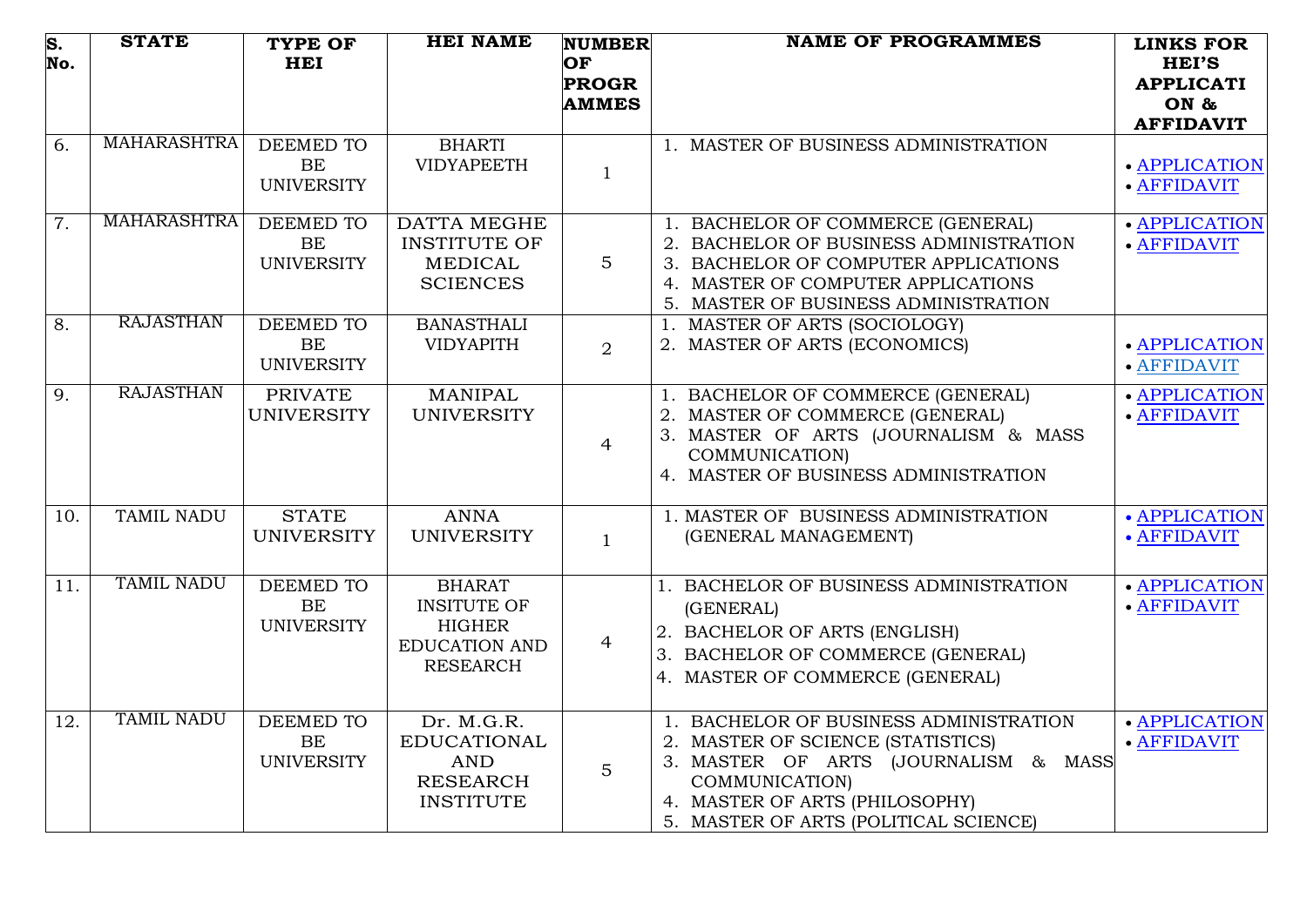| S. No. | STATE | TYPE OF HEI | HEI NAME | NUMBER OF PROGRAMMES | NAME OF PROGRAMMES | LINKS FOR HEI'S APPLICATION & AFFIDAVIT |
|---|---|---|---|---|---|---|
| 6. | MAHARASHTRA | DEEMED TO BE UNIVERSITY | BHARTI VIDYAPEETH | 1 | 1. MASTER OF BUSINESS ADMINISTRATION | • APPLICATION<br>• AFFIDAVIT |
| 7. | MAHARASHTRA | DEEMED TO BE UNIVERSITY | DATTA MEGHE INSTITUTE OF MEDICAL SCIENCES | 5 | 1. BACHELOR OF COMMERCE (GENERAL)<br>2. BACHELOR OF BUSINESS ADMINISTRATION<br>3. BACHELOR OF COMPUTER APPLICATIONS<br>4. MASTER OF COMPUTER APPLICATIONS<br>5. MASTER OF BUSINESS ADMINISTRATION | • APPLICATION<br>• AFFIDAVIT |
| 8. | RAJASTHAN | DEEMED TO BE UNIVERSITY | BANASTHALI VIDYAPITH | 2 | 1. MASTER OF ARTS (SOCIOLOGY)<br>2. MASTER OF ARTS (ECONOMICS) | • APPLICATION<br>• AFFIDAVIT |
| 9. | RAJASTHAN | PRIVATE UNIVERSITY | MANIPAL UNIVERSITY | 4 | 1. BACHELOR OF COMMERCE (GENERAL)<br>2. MASTER OF COMMERCE (GENERAL)<br>3. MASTER OF ARTS (JOURNALISM & MASS COMMUNICATION)<br>4. MASTER OF BUSINESS ADMINISTRATION | • APPLICATION<br>• AFFIDAVIT |
| 10. | TAMIL NADU | STATE UNIVERSITY | ANNA UNIVERSITY | 1 | 1. MASTER OF BUSINESS ADMINISTRATION (GENERAL MANAGEMENT) | • APPLICATION<br>• AFFIDAVIT |
| 11. | TAMIL NADU | DEEMED TO BE UNIVERSITY | BHARAT INSITUTE OF HIGHER EDUCATION AND RESEARCH | 4 | 1. BACHELOR OF BUSINESS ADMINISTRATION (GENERAL)<br>2. BACHELOR OF ARTS (ENGLISH)<br>3. BACHELOR OF COMMERCE (GENERAL)<br>4. MASTER OF COMMERCE (GENERAL) | • APPLICATION<br>• AFFIDAVIT |
| 12. | TAMIL NADU | DEEMED TO BE UNIVERSITY | Dr. M.G.R. EDUCATIONAL AND RESEARCH INSTITUTE | 5 | 1. BACHELOR OF BUSINESS ADMINISTRATION<br>2. MASTER OF SCIENCE (STATISTICS)<br>3. MASTER OF ARTS (JOURNALISM & MASS COMMUNICATION)<br>4. MASTER OF ARTS (PHILOSOPHY)<br>5. MASTER OF ARTS (POLITICAL SCIENCE) | • APPLICATION<br>• AFFIDAVIT |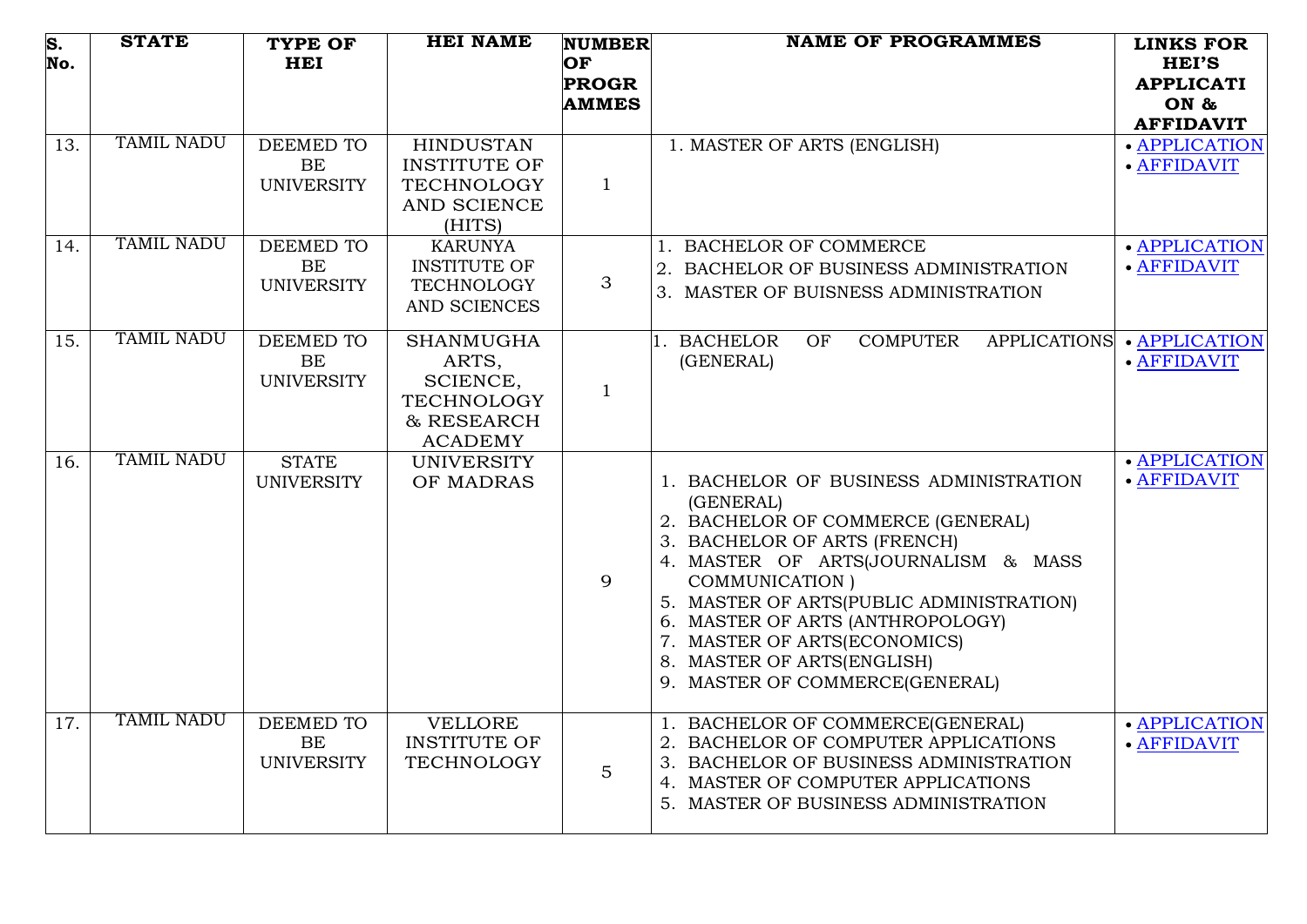| S. No. | STATE | TYPE OF HEI | HEI NAME | NUMBER OF PROGRAMMES | NAME OF PROGRAMMES | LINKS FOR HEI'S APPLICATION & AFFIDAVIT |
|---|---|---|---|---|---|---|
| 13. | TAMIL NADU | DEEMED TO BE UNIVERSITY | HINDUSTAN INSTITUTE OF TECHNOLOGY AND SCIENCE (HITS) | 1 | 1. MASTER OF ARTS (ENGLISH) | • APPLICATION<br>• AFFIDAVIT |
| 14. | TAMIL NADU | DEEMED TO BE UNIVERSITY | KARUNYA INSTITUTE OF TECHNOLOGY AND SCIENCES | 3 | 1. BACHELOR OF COMMERCE<br>2. BACHELOR OF BUSINESS ADMINISTRATION<br>3. MASTER OF BUISNESS ADMINISTRATION | • APPLICATION<br>• AFFIDAVIT |
| 15. | TAMIL NADU | DEEMED TO BE UNIVERSITY | SHANMUGHA ARTS, SCIENCE, TECHNOLOGY & RESEARCH ACADEMY | 1 | 1. BACHELOR OF COMPUTER APPLICATIONS (GENERAL) | • APPLICATION<br>• AFFIDAVIT |
| 16. | TAMIL NADU | STATE UNIVERSITY | UNIVERSITY OF MADRAS | 9 | 1. BACHELOR OF BUSINESS ADMINISTRATION (GENERAL)<br>2. BACHELOR OF COMMERCE (GENERAL)<br>3. BACHELOR OF ARTS (FRENCH)<br>4. MASTER OF ARTS(JOURNALISM & MASS COMMUNICATION )<br>5. MASTER OF ARTS(PUBLIC ADMINISTRATION)<br>6. MASTER OF ARTS (ANTHROPOLOGY)<br>7. MASTER OF ARTS(ECONOMICS)<br>8. MASTER OF ARTS(ENGLISH)<br>9. MASTER OF COMMERCE(GENERAL) | • APPLICATION<br>• AFFIDAVIT |
| 17. | TAMIL NADU | DEEMED TO BE UNIVERSITY | VELLORE INSTITUTE OF TECHNOLOGY | 5 | 1. BACHELOR OF COMMERCE(GENERAL)<br>2. BACHELOR OF COMPUTER APPLICATIONS<br>3. BACHELOR OF BUSINESS ADMINISTRATION<br>4. MASTER OF COMPUTER APPLICATIONS<br>5. MASTER OF BUSINESS ADMINISTRATION | • APPLICATION<br>• AFFIDAVIT |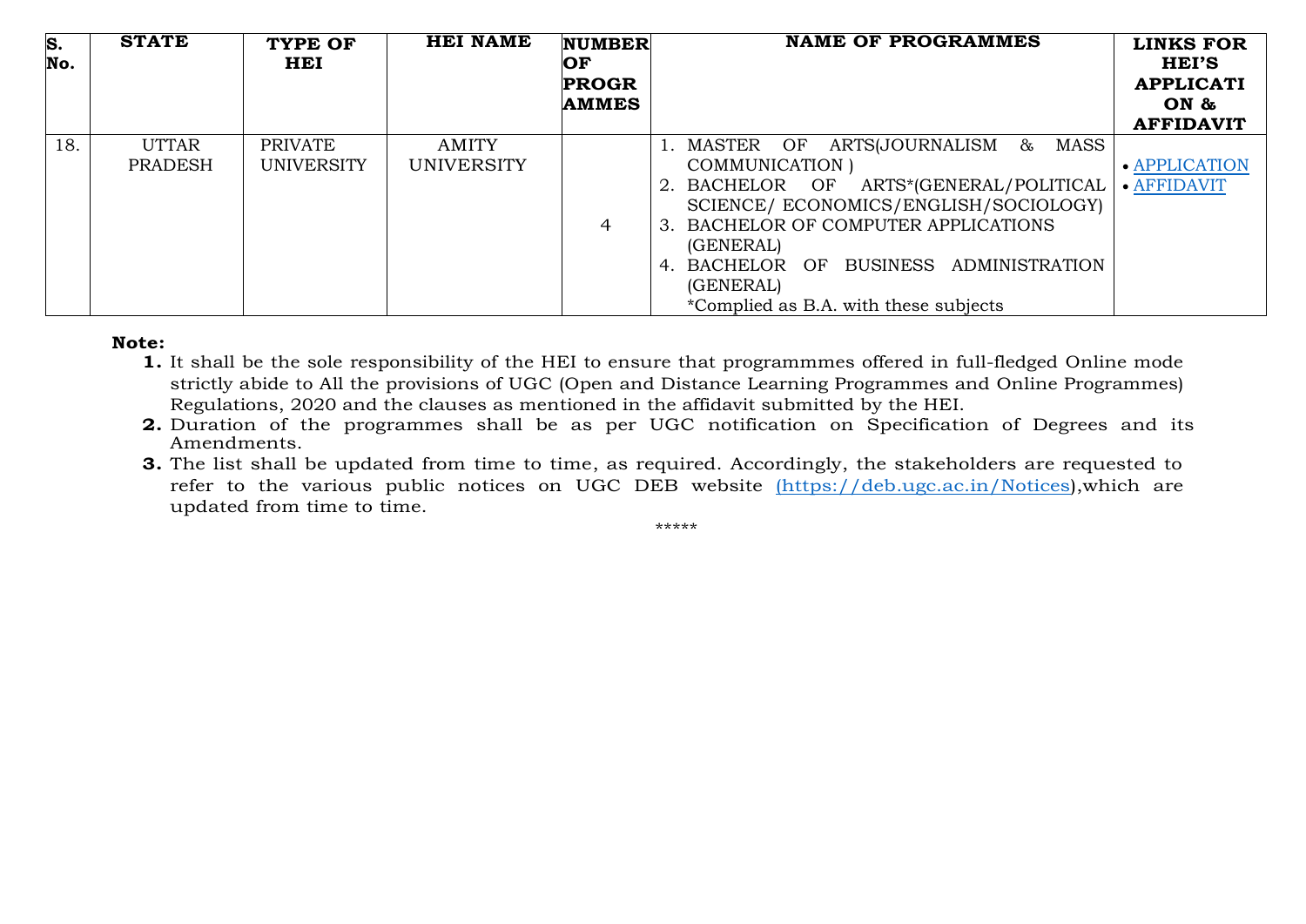| S. No. | STATE | TYPE OF HEI | HEI NAME | NUMBER OF PROGRAMMES | NAME OF PROGRAMMES | LINKS FOR HEI'S APPLICATION & AFFIDAVIT |
|---|---|---|---|---|---|---|
| 18. | UTTAR PRADESH | PRIVATE UNIVERSITY | AMITY UNIVERSITY | 4 | 1. MASTER OF ARTS(JOURNALISM & MASS COMMUNICATION )<br>2. BACHELOR OF ARTS*(GENERAL/POLITICAL SCIENCE/ ECONOMICS/ENGLISH/SOCIOLOGY)<br>3. BACHELOR OF COMPUTER APPLICATIONS (GENERAL)<br>4. BACHELOR OF BUSINESS ADMINISTRATION (GENERAL)<br>*Complied as B.A. with these subjects | • APPLICATION<br>• AFFIDAVIT |

**Note:**

1. It shall be the sole responsibility of the HEI to ensure that programmmes offered in full-fledged Online mode strictly abide to All the provisions of UGC (Open and Distance Learning Programmes and Online Programmes) Regulations, 2020 and the clauses as mentioned in the affidavit submitted by the HEI.
2. Duration of the programmes shall be as per UGC notification on Specification of Degrees and its Amendments.
3. The list shall be updated from time to time, as required. Accordingly, the stakeholders are requested to refer to the various public notices on UGC DEB website (https://deb.ugc.ac.in/Notices),which are updated from time to time.

*****